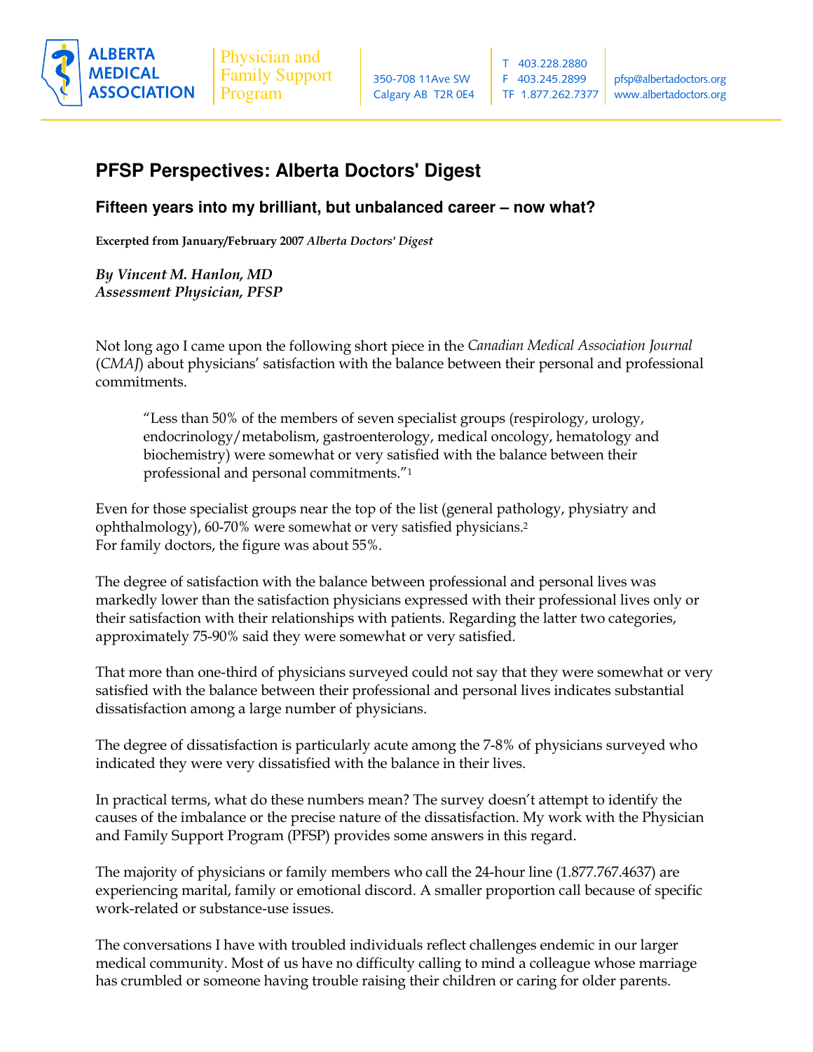**ALBERTA MEDICAL ASSOCIATION**

Physician and Family Support Program

350-708 11Ave SW
Calgary AB T2R 0E4

T 403.228.2880
F 403.245.2899
TF 1.877.262.7377

pfsp@albertadoctors.org
www.albertadoctors.org

# PFSP Perspectives: Alberta Doctors' Digest

## Fifteen years into my brilliant, but unbalanced career – now what?

**Excerpted from January/February 2007** ***Alberta Doctors' Digest***

***By Vincent M. Hanlon, MD***
***Assessment Physician, PFSP***

Not long ago I came upon the following short piece in the *Canadian Medical Association Journal* (*CMAJ*) about physicians' satisfaction with the balance between their personal and professional commitments.

> "Less than 50% of the members of seven specialist groups (respirology, urology, endocrinology/metabolism, gastroenterology, medical oncology, hematology and biochemistry) were somewhat or very satisfied with the balance between their professional and personal commitments."[1]

Even for those specialist groups near the top of the list (general pathology, physiatry and ophthalmology), 60-70% were somewhat or very satisfied physicians.[2]
For family doctors, the figure was about 55%.

The degree of satisfaction with the balance between professional and personal lives was markedly lower than the satisfaction physicians expressed with their professional lives only or their satisfaction with their relationships with patients. Regarding the latter two categories, approximately 75-90% said they were somewhat or very satisfied.

That more than one-third of physicians surveyed could not say that they were somewhat or very satisfied with the balance between their professional and personal lives indicates substantial dissatisfaction among a large number of physicians.

The degree of dissatisfaction is particularly acute among the 7-8% of physicians surveyed who indicated they were very dissatisfied with the balance in their lives.

In practical terms, what do these numbers mean? The survey doesn't attempt to identify the causes of the imbalance or the precise nature of the dissatisfaction. My work with the Physician and Family Support Program (PFSP) provides some answers in this regard.

The majority of physicians or family members who call the 24-hour line (1.877.767.4637) are experiencing marital, family or emotional discord. A smaller proportion call because of specific work-related or substance-use issues.

The conversations I have with troubled individuals reflect challenges endemic in our larger medical community. Most of us have no difficulty calling to mind a colleague whose marriage has crumbled or someone having trouble raising their children or caring for older parents.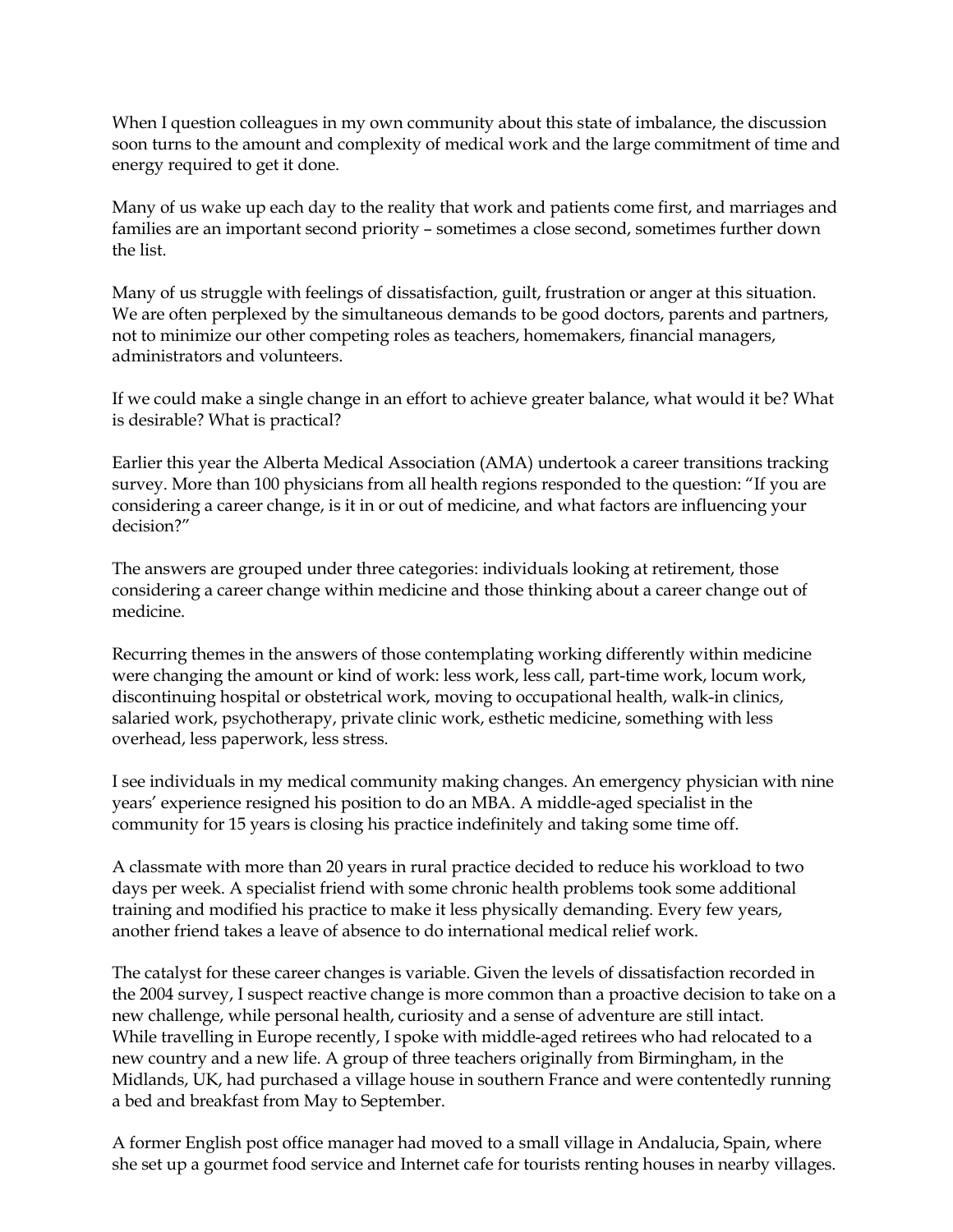When I question colleagues in my own community about this state of imbalance, the discussion soon turns to the amount and complexity of medical work and the large commitment of time and energy required to get it done.

Many of us wake up each day to the reality that work and patients come first, and marriages and families are an important second priority – sometimes a close second, sometimes further down the list.

Many of us struggle with feelings of dissatisfaction, guilt, frustration or anger at this situation. We are often perplexed by the simultaneous demands to be good doctors, parents and partners, not to minimize our other competing roles as teachers, homemakers, financial managers, administrators and volunteers.

If we could make a single change in an effort to achieve greater balance, what would it be? What is desirable? What is practical?

Earlier this year the Alberta Medical Association (AMA) undertook a career transitions tracking survey. More than 100 physicians from all health regions responded to the question: "If you are considering a career change, is it in or out of medicine, and what factors are influencing your decision?"

The answers are grouped under three categories: individuals looking at retirement, those considering a career change within medicine and those thinking about a career change out of medicine.

Recurring themes in the answers of those contemplating working differently within medicine were changing the amount or kind of work: less work, less call, part-time work, locum work, discontinuing hospital or obstetrical work, moving to occupational health, walk-in clinics, salaried work, psychotherapy, private clinic work, esthetic medicine, something with less overhead, less paperwork, less stress.

I see individuals in my medical community making changes. An emergency physician with nine years' experience resigned his position to do an MBA. A middle-aged specialist in the community for 15 years is closing his practice indefinitely and taking some time off.

A classmate with more than 20 years in rural practice decided to reduce his workload to two days per week. A specialist friend with some chronic health problems took some additional training and modified his practice to make it less physically demanding. Every few years, another friend takes a leave of absence to do international medical relief work.

The catalyst for these career changes is variable. Given the levels of dissatisfaction recorded in the 2004 survey, I suspect reactive change is more common than a proactive decision to take on a new challenge, while personal health, curiosity and a sense of adventure are still intact.

While travelling in Europe recently, I spoke with middle-aged retirees who had relocated to a new country and a new life. A group of three teachers originally from Birmingham, in the Midlands, UK, had purchased a village house in southern France and were contentedly running a bed and breakfast from May to September.

A former English post office manager had moved to a small village in Andalucia, Spain, where she set up a gourmet food service and Internet cafe for tourists renting houses in nearby villages.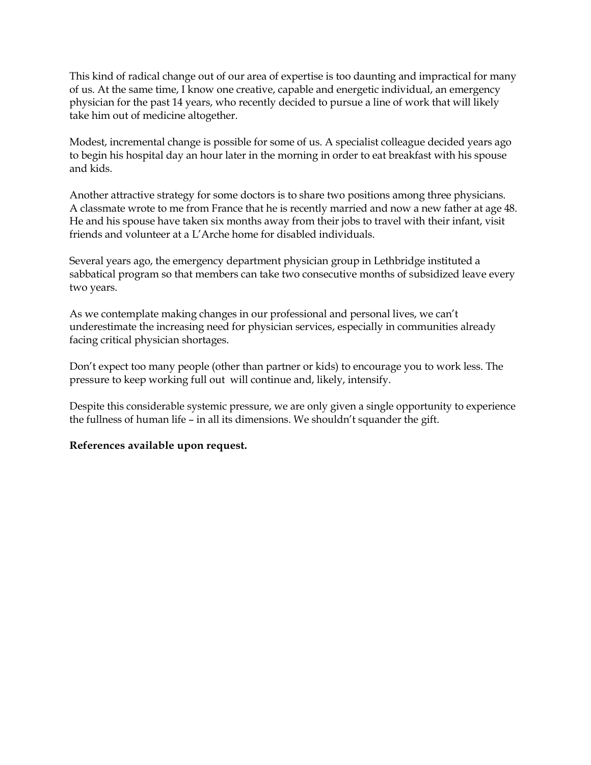This kind of radical change out of our area of expertise is too daunting and impractical for many of us. At the same time, I know one creative, capable and energetic individual, an emergency physician for the past 14 years, who recently decided to pursue a line of work that will likely take him out of medicine altogether.

Modest, incremental change is possible for some of us. A specialist colleague decided years ago to begin his hospital day an hour later in the morning in order to eat breakfast with his spouse and kids.

Another attractive strategy for some doctors is to share two positions among three physicians. A classmate wrote to me from France that he is recently married and now a new father at age 48. He and his spouse have taken six months away from their jobs to travel with their infant, visit friends and volunteer at a L'Arche home for disabled individuals.

Several years ago, the emergency department physician group in Lethbridge instituted a sabbatical program so that members can take two consecutive months of subsidized leave every two years.

As we contemplate making changes in our professional and personal lives, we can't underestimate the increasing need for physician services, especially in communities already facing critical physician shortages.

Don't expect too many people (other than partner or kids) to encourage you to work less. The pressure to keep working full out will continue and, likely, intensify.

Despite this considerable systemic pressure, we are only given a single opportunity to experience the fullness of human life – in all its dimensions. We shouldn't squander the gift.

**References available upon request.**